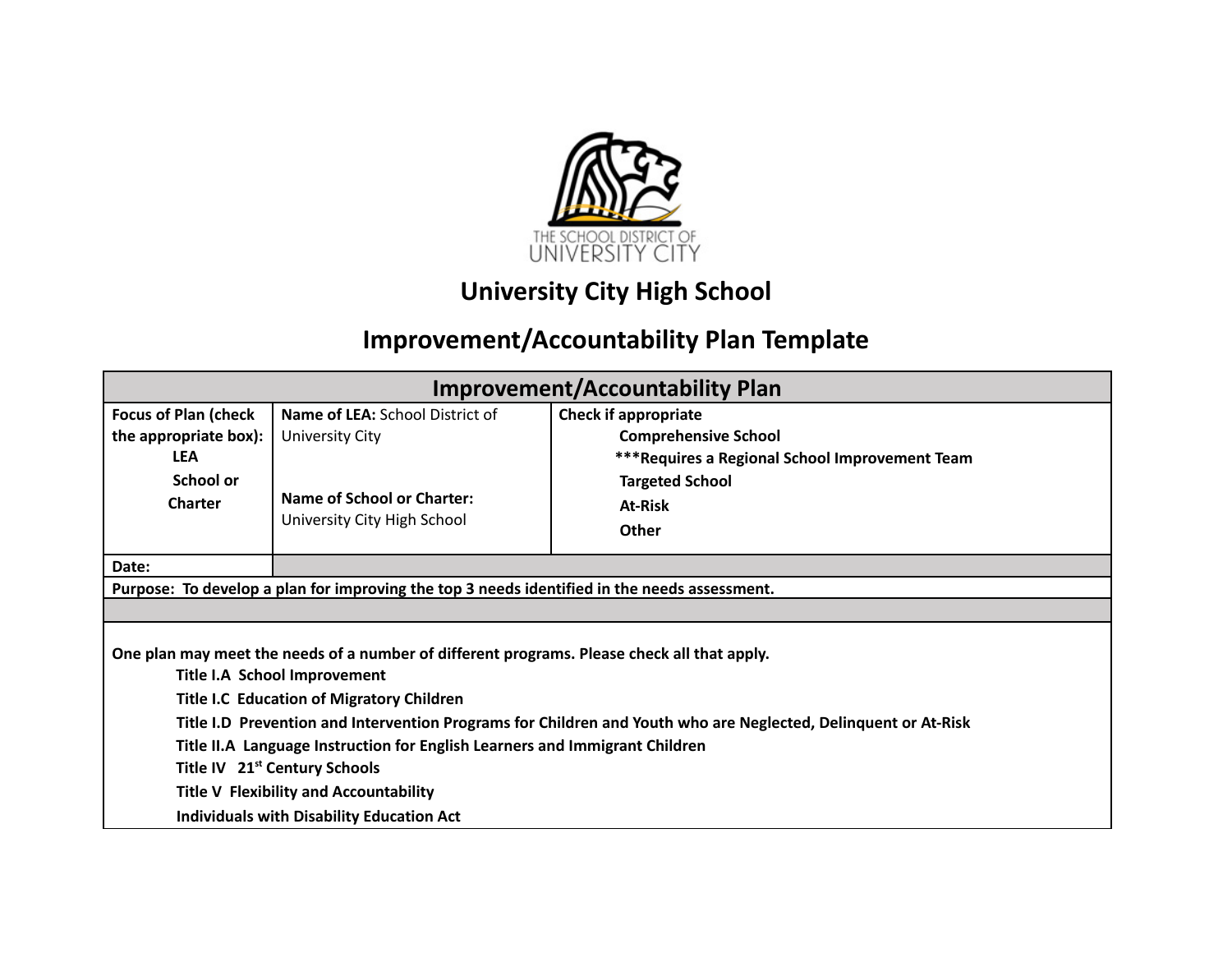# University City High School

## Improvement/Accountability Plan Template

| Improvement/Accountability Plan | | |
|---|---|---|
| **Focus of Plan (check the appropriate box):**<br>**LEA**<br>**School or Charter** | **Name of LEA:** School District of University City<br><br>**Name of School or Charter:** University City High School | **Check if appropriate**<br>**Comprehensive School**<br>**\*\*\*Requires a Regional School Improvement Team**<br>**Targeted School**<br>**At-Risk**<br>**Other** |
| **Date:** | | |
| **Purpose: To develop a plan for improving the top 3 needs identified in the needs assessment.** | | |
| | | |
| **One plan may meet the needs of a number of different programs. Please check all that apply.**<br>**Title I.A School Improvement**<br>**Title I.C Education of Migratory Children**<br>**Title I.D Prevention and Intervention Programs for Children and Youth who are Neglected, Delinquent or At-Risk**<br>**Title II.A Language Instruction for English Learners and Immigrant Children**<br>**Title IV 21st Century Schools**<br>**Title V Flexibility and Accountability**<br>**Individuals with Disability Education Act** | | |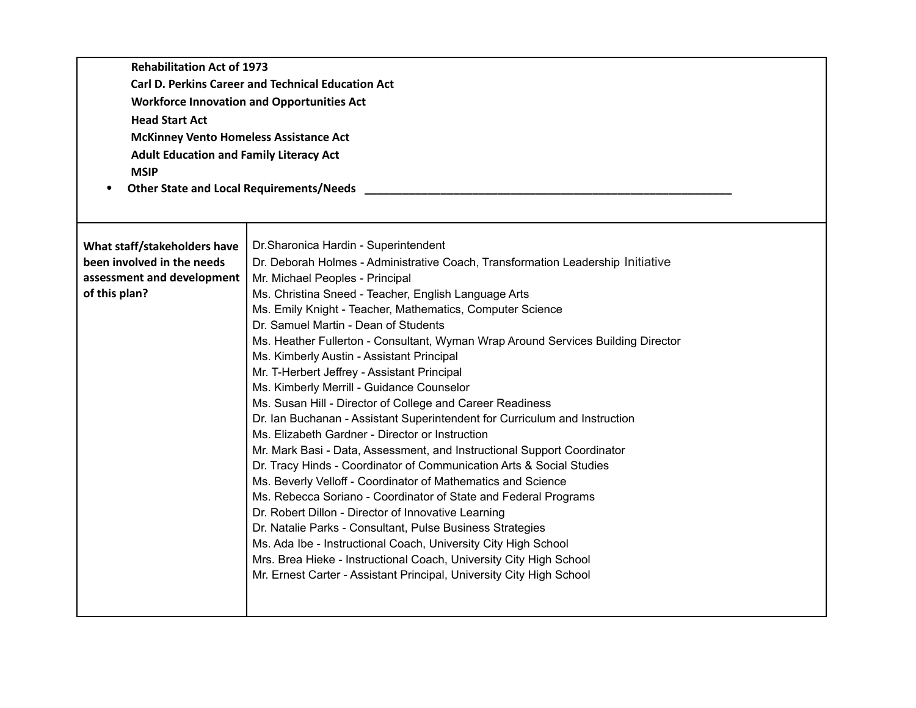| | |
|---|---|
| **Rehabilitation Act of 1973**<br>**Carl D. Perkins Career and Technical Education Act**<br>**Workforce Innovation and Opportunities Act**<br>**Head Start Act**<br>**McKinney Vento Homeless Assistance Act**<br>**Adult Education and Family Literacy Act**<br>**MSIP**<br>• **Other State and Local Requirements/Needs** ____________________________________________________________ | |
| **What staff/stakeholders have been involved in the needs assessment and development of this plan?** | Dr.Sharonica Hardin - Superintendent<br>Dr. Deborah Holmes - Administrative Coach, Transformation Leadership Initiative<br>Mr. Michael Peoples - Principal<br>Ms. Christina Sneed - Teacher, English Language Arts<br>Ms. Emily Knight - Teacher, Mathematics, Computer Science<br>Dr. Samuel Martin - Dean of Students<br>Ms. Heather Fullerton - Consultant, Wyman Wrap Around Services Building Director<br>Ms. Kimberly Austin - Assistant Principal<br>Mr. T-Herbert Jeffrey - Assistant Principal<br>Ms. Kimberly Merrill - Guidance Counselor<br>Ms. Susan Hill - Director of College and Career Readiness<br>Dr. Ian Buchanan - Assistant Superintendent for Curriculum and Instruction<br>Ms. Elizabeth Gardner - Director or Instruction<br>Mr. Mark Basi - Data, Assessment, and Instructional Support Coordinator<br>Dr. Tracy Hinds - Coordinator of Communication Arts & Social Studies<br>Ms. Beverly Velloff - Coordinator of Mathematics and Science<br>Ms. Rebecca Soriano - Coordinator of State and Federal Programs<br>Dr. Robert Dillon - Director of Innovative Learning<br>Dr. Natalie Parks - Consultant, Pulse Business Strategies<br>Ms. Ada Ibe - Instructional Coach, University City High School<br>Mrs. Brea Hieke - Instructional Coach, University City High School<br>Mr. Ernest Carter - Assistant Principal, University City High School |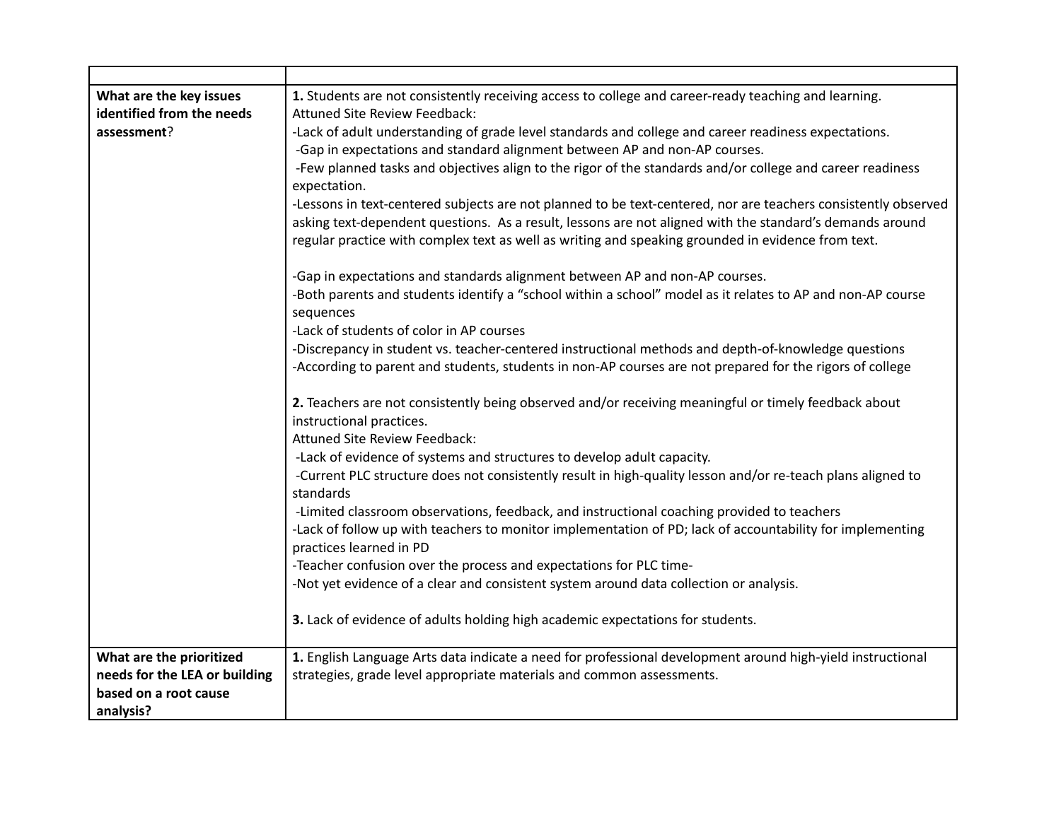| | |
|---|---|
| **What are the key issues identified from the needs assessment**? | **1.** Students are not consistently receiving access to college and career-ready teaching and learning.<br>Attuned Site Review Feedback:<br>-Lack of adult understanding of grade level standards and college and career readiness expectations.<br>-Gap in expectations and standard alignment between AP and non-AP courses.<br>-Few planned tasks and objectives align to the rigor of the standards and/or college and career readiness expectation.<br>-Lessons in text-centered subjects are not planned to be text-centered, nor are teachers consistently observed asking text-dependent questions. As a result, lessons are not aligned with the standard's demands around regular practice with complex text as well as writing and speaking grounded in evidence from text.<br><br>-Gap in expectations and standards alignment between AP and non-AP courses.<br>-Both parents and students identify a "school within a school" model as it relates to AP and non-AP course sequences<br>-Lack of students of color in AP courses<br>-Discrepancy in student vs. teacher-centered instructional methods and depth-of-knowledge questions<br>-According to parent and students, students in non-AP courses are not prepared for the rigors of college<br><br>**2.** Teachers are not consistently being observed and/or receiving meaningful or timely feedback about instructional practices.<br>Attuned Site Review Feedback:<br>-Lack of evidence of systems and structures to develop adult capacity.<br>-Current PLC structure does not consistently result in high-quality lesson and/or re-teach plans aligned to standards<br>-Limited classroom observations, feedback, and instructional coaching provided to teachers<br>-Lack of follow up with teachers to monitor implementation of PD; lack of accountability for implementing practices learned in PD<br>-Teacher confusion over the process and expectations for PLC time-<br>-Not yet evidence of a clear and consistent system around data collection or analysis.<br><br>**3.** Lack of evidence of adults holding high academic expectations for students. |
| **What are the prioritized needs for the LEA or building based on a root cause analysis?** | **1.** English Language Arts data indicate a need for professional development around high-yield instructional strategies, grade level appropriate materials and common assessments. |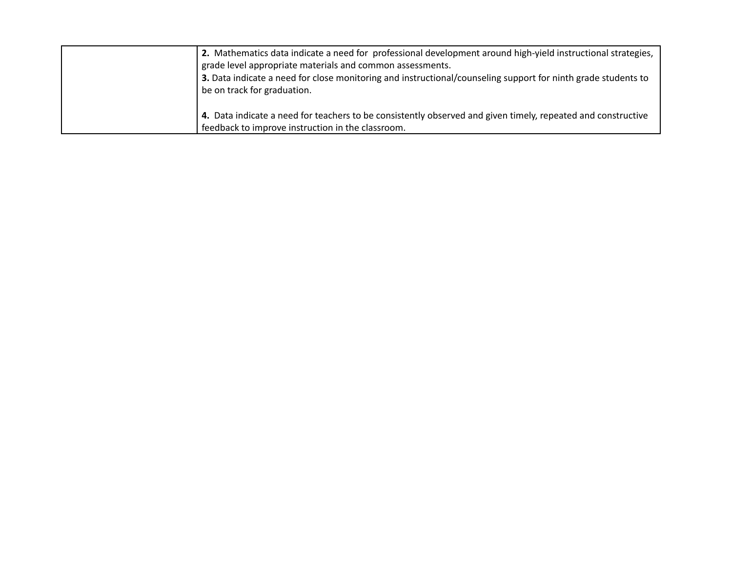| | |
|---|---|
| | **2.** Mathematics data indicate a need for professional development around high-yield instructional strategies, grade level appropriate materials and common assessments.<br>**3.** Data indicate a need for close monitoring and instructional/counseling support for ninth grade students to be on track for graduation.<br><br>**4.** Data indicate a need for teachers to be consistently observed and given timely, repeated and constructive feedback to improve instruction in the classroom. |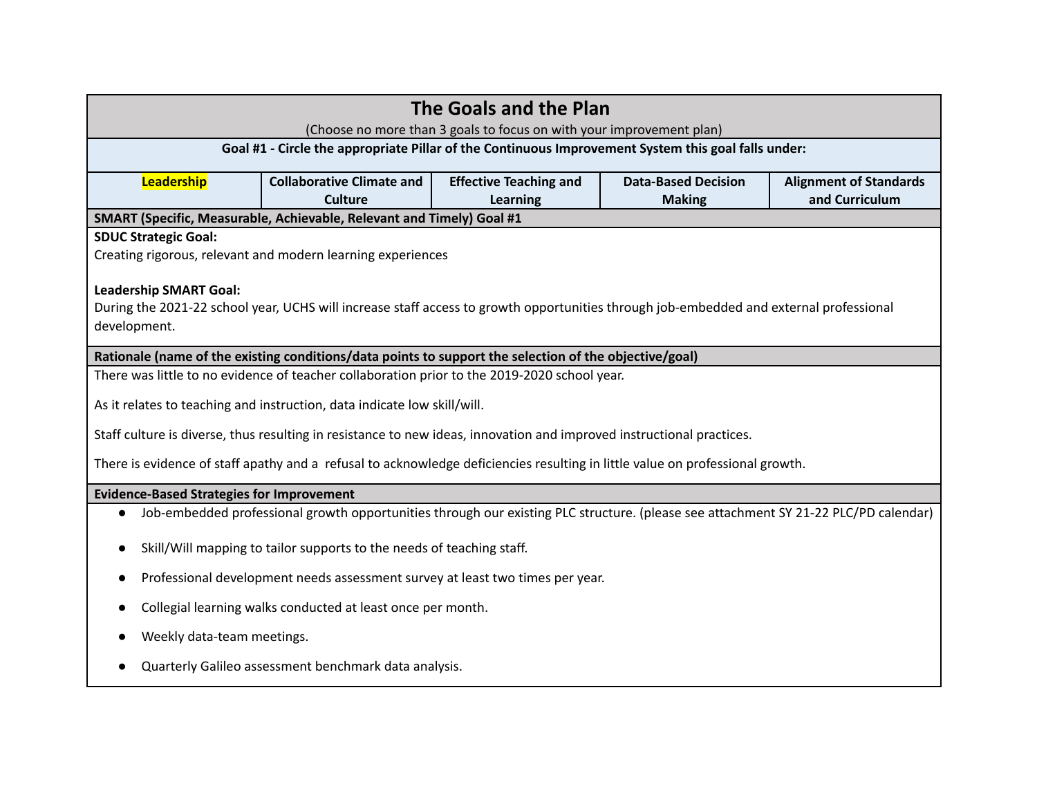## The Goals and the Plan

(Choose no more than 3 goals to focus on with your improvement plan)

**Goal #1 - Circle the appropriate Pillar of the Continuous Improvement System this goal falls under:**

| **Leadership** | **Collaborative Climate and Culture** | **Effective Teaching and Learning** | **Data-Based Decision Making** | **Alignment of Standards and Curriculum** |
|---|---|---|---|---|

*(Leadership is highlighted)*

**SMART (Specific, Measurable, Achievable, Relevant and Timely) Goal #1**

**SDUC Strategic Goal:**

Creating rigorous, relevant and modern learning experiences

**Leadership SMART Goal:**

During the 2021-22 school year, UCHS will increase staff access to growth opportunities through job-embedded and external professional development.

**Rationale (name of the existing conditions/data points to support the selection of the objective/goal)**

There was little to no evidence of teacher collaboration prior to the 2019-2020 school year.

As it relates to teaching and instruction, data indicate low skill/will.

Staff culture is diverse, thus resulting in resistance to new ideas, innovation and improved instructional practices.

There is evidence of staff apathy and a refusal to acknowledge deficiencies resulting in little value on professional growth.

**Evidence-Based Strategies for Improvement**

- Job-embedded professional growth opportunities through our existing PLC structure. (please see attachment SY 21-22 PLC/PD calendar)
- Skill/Will mapping to tailor supports to the needs of teaching staff.
- Professional development needs assessment survey at least two times per year.
- Collegial learning walks conducted at least once per month.
- Weekly data-team meetings.
- Quarterly Galileo assessment benchmark data analysis.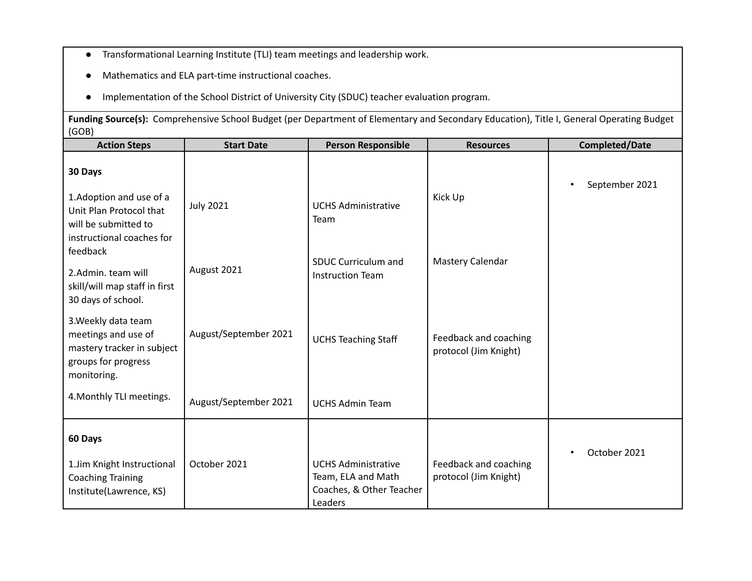- Transformational Learning Institute (TLI) team meetings and leadership work.
- Mathematics and ELA part-time instructional coaches.
- Implementation of the School District of University City (SDUC) teacher evaluation program.

**Funding Source(s):** Comprehensive School Budget (per Department of Elementary and Secondary Education), Title I, General Operating Budget (GOB)

| Action Steps | Start Date | Person Responsible | Resources | Completed/Date |
|---|---|---|---|---|
| **30 Days** | | | | • September 2021 |
| 1.Adoption and use of a Unit Plan Protocol that will be submitted to instructional coaches for feedback | July 2021 | UCHS Administrative Team | Kick Up | |
| 2.Admin. team will skill/will map staff in first 30 days of school. | August 2021 | SDUC Curriculum and Instruction Team | Mastery Calendar | |
| 3.Weekly data team meetings and use of mastery tracker in subject groups for progress monitoring. | August/September 2021 | UCHS Teaching Staff | Feedback and coaching protocol (Jim Knight) | |
| 4.Monthly TLI meetings. | August/September 2021 | UCHS Admin Team | | |
| **60 Days** | | | | • October 2021 |
| 1.Jim Knight Instructional Coaching Training Institute(Lawrence, KS) | October 2021 | UCHS Administrative Team, ELA and Math Coaches, & Other Teacher Leaders | Feedback and coaching protocol (Jim Knight) | |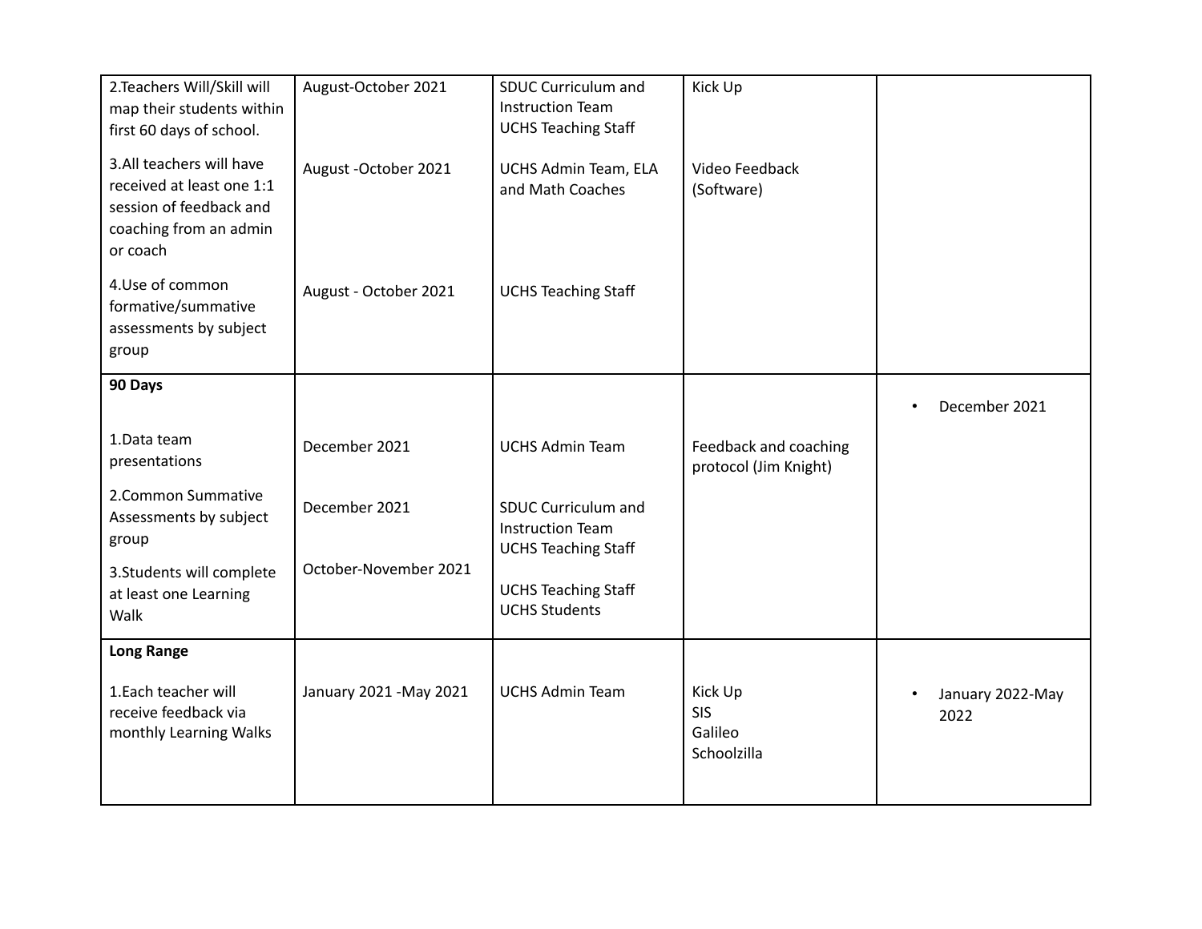| | | | | |
|---|---|---|---|---|
| 2.Teachers Will/Skill will map their students within first 60 days of school. | August-October 2021 | SDUC Curriculum and Instruction Team<br>UCHS Teaching Staff | Kick Up | |
| 3.All teachers will have received at least one 1:1 session of feedback and coaching from an admin or coach | August -October 2021 | UCHS Admin Team, ELA and Math Coaches | Video Feedback (Software) | |
| 4.Use of common formative/summative assessments by subject group | August - October 2021 | UCHS Teaching Staff | | |
| **90 Days** | | | | • December 2021 |
| 1.Data team presentations | December 2021 | UCHS Admin Team | Feedback and coaching protocol (Jim Knight) | |
| 2.Common Summative Assessments by subject group | December 2021 | SDUC Curriculum and Instruction Team<br>UCHS Teaching Staff | | |
| 3.Students will complete at least one Learning Walk | October-November 2021 | UCHS Teaching Staff<br>UCHS Students | | |
| **Long Range** | | | | |
| 1.Each teacher will receive feedback via monthly Learning Walks | January 2021 -May 2021 | UCHS Admin Team | Kick Up<br>SIS<br>Galileo<br>Schoolzilla | • January 2022-May 2022 |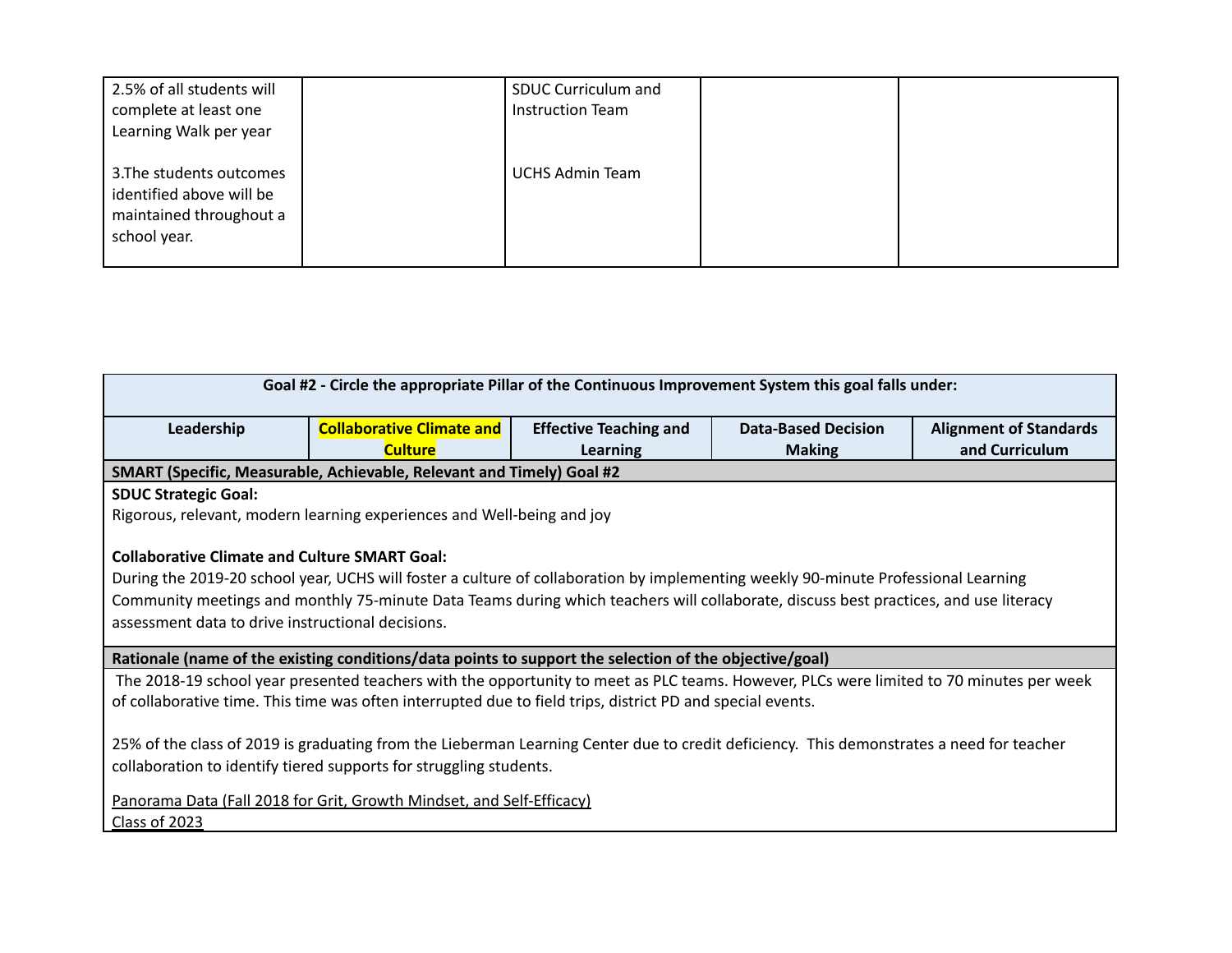| | | | | |
|---|---|---|---|---|
| 2.5% of all students will complete at least one Learning Walk per year<br><br>3.The students outcomes identified above will be maintained throughout a school year. | | SDUC Curriculum and Instruction Team<br><br><br>UCHS Admin Team | | |

| Goal #2 - Circle the appropriate Pillar of the Continuous Improvement System this goal falls under: | | | | |
|---|---|---|---|---|
| **Leadership** | **Collaborative Climate and Culture** | **Effective Teaching and Learning** | **Data-Based Decision Making** | **Alignment of Standards and Curriculum** |

**SMART (Specific, Measurable, Achievable, Relevant and Timely) Goal #2**

**SDUC Strategic Goal:**
Rigorous, relevant, modern learning experiences and Well-being and joy

**Collaborative Climate and Culture SMART Goal:**
During the 2019-20 school year, UCHS will foster a culture of collaboration by implementing weekly 90-minute Professional Learning Community meetings and monthly 75-minute Data Teams during which teachers will collaborate, discuss best practices, and use literacy assessment data to drive instructional decisions.

**Rationale (name of the existing conditions/data points to support the selection of the objective/goal)**

The 2018-19 school year presented teachers with the opportunity to meet as PLC teams. However, PLCs were limited to 70 minutes per week of collaborative time. This time was often interrupted due to field trips, district PD and special events.

25% of the class of 2019 is graduating from the Lieberman Learning Center due to credit deficiency. This demonstrates a need for teacher collaboration to identify tiered supports for struggling students.

Panorama Data (Fall 2018 for Grit, Growth Mindset, and Self-Efficacy)
Class of 2023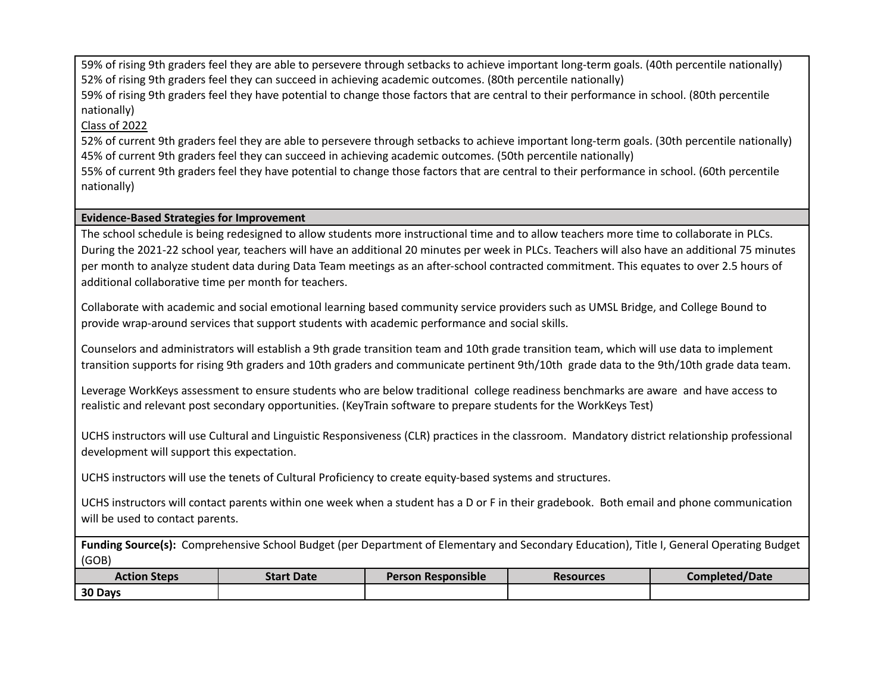59% of rising 9th graders feel they are able to persevere through setbacks to achieve important long-term goals. (40th percentile nationally)
52% of rising 9th graders feel they can succeed in achieving academic outcomes. (80th percentile nationally)
59% of rising 9th graders feel they have potential to change those factors that are central to their performance in school. (80th percentile nationally)

Class of 2022

52% of current 9th graders feel they are able to persevere through setbacks to achieve important long-term goals. (30th percentile nationally)
45% of current 9th graders feel they can succeed in achieving academic outcomes. (50th percentile nationally)
55% of current 9th graders feel they have potential to change those factors that are central to their performance in school. (60th percentile nationally)

**Evidence-Based Strategies for Improvement**

The school schedule is being redesigned to allow students more instructional time and to allow teachers more time to collaborate in PLCs. During the 2021-22 school year, teachers will have an additional 20 minutes per week in PLCs. Teachers will also have an additional 75 minutes per month to analyze student data during Data Team meetings as an after-school contracted commitment. This equates to over 2.5 hours of additional collaborative time per month for teachers.

Collaborate with academic and social emotional learning based community service providers such as UMSL Bridge, and College Bound to provide wrap-around services that support students with academic performance and social skills.

Counselors and administrators will establish a 9th grade transition team and 10th grade transition team, which will use data to implement transition supports for rising 9th graders and 10th graders and communicate pertinent 9th/10th grade data to the 9th/10th grade data team.

Leverage WorkKeys assessment to ensure students who are below traditional college readiness benchmarks are aware and have access to realistic and relevant post secondary opportunities. (KeyTrain software to prepare students for the WorkKeys Test)

UCHS instructors will use Cultural and Linguistic Responsiveness (CLR) practices in the classroom. Mandatory district relationship professional development will support this expectation.

UCHS instructors will use the tenets of Cultural Proficiency to create equity-based systems and structures.

UCHS instructors will contact parents within one week when a student has a D or F in their gradebook. Both email and phone communication will be used to contact parents.

**Funding Source(s):** Comprehensive School Budget (per Department of Elementary and Secondary Education), Title I, General Operating Budget (GOB)

| Action Steps | Start Date | Person Responsible | Resources | Completed/Date |
|---|---|---|---|---|
| **30 Days** | | | | |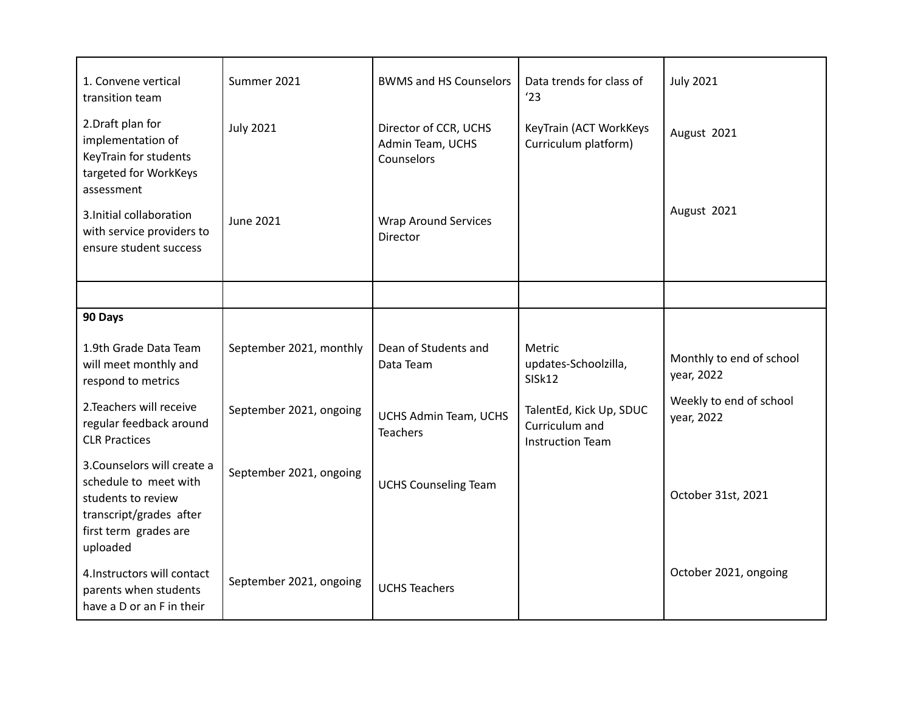| | | | | |
|---|---|---|---|---|
| 1. Convene vertical transition team<br><br>2.Draft plan for implementation of KeyTrain for students targeted for WorkKeys assessment<br><br>3.Initial collaboration with service providers to ensure student success | Summer 2021<br><br>July 2021<br><br>June 2021 | BWMS and HS Counselors<br><br>Director of CCR, UCHS Admin Team, UCHS Counselors<br><br>Wrap Around Services Director | Data trends for class of '23<br><br>KeyTrain (ACT WorkKeys Curriculum platform) | July 2021<br><br>August 2021<br><br>August 2021 |
| | | | | |
| **90 Days**<br><br>1.9th Grade Data Team will meet monthly and respond to metrics<br><br>2.Teachers will receive regular feedback around CLR Practices<br><br>3.Counselors will create a schedule to meet with students to review transcript/grades after first term grades are uploaded<br><br>4.Instructors will contact parents when students have a D or an F in their | September 2021, monthly<br><br>September 2021, ongoing<br><br>September 2021, ongoing<br><br>September 2021, ongoing | Dean of Students and Data Team<br><br>UCHS Admin Team, UCHS Teachers<br><br>UCHS Counseling Team<br><br>UCHS Teachers | Metric updates-Schoolzilla, SISk12<br><br>TalentEd, Kick Up, SDUC Curriculum and Instruction Team | Monthly to end of school year, 2022<br><br>Weekly to end of school year, 2022<br><br>October 31st, 2021<br><br>October 2021, ongoing |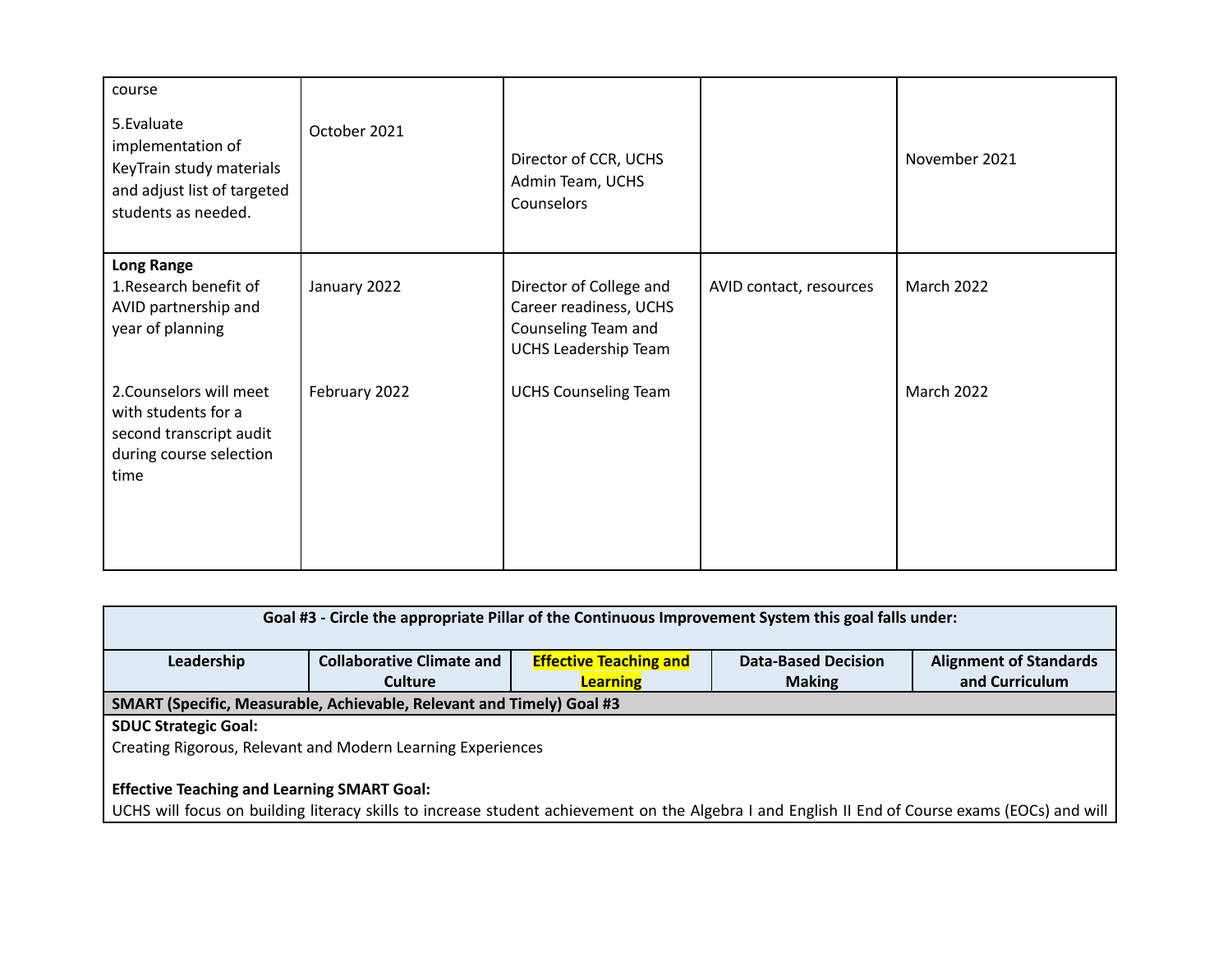| | | | | |
|---|---|---|---|---|
| course<br><br>5.Evaluate implementation of KeyTrain study materials and adjust list of targeted students as needed. | October 2021 | Director of CCR, UCHS Admin Team, UCHS Counselors | | November 2021 |
| **Long Range**<br>1.Research benefit of AVID partnership and year of planning | January 2022 | Director of College and Career readiness, UCHS Counseling Team and UCHS Leadership Team | AVID contact, resources | March 2022 |
| 2.Counselors will meet with students for a second transcript audit during course selection time | February 2022 | UCHS Counseling Team | | March 2022 |

| **Goal #3 - Circle the appropriate Pillar of the Continuous Improvement System this goal falls under:** | | | | |
|---|---|---|---|---|
| **Leadership** | **Collaborative Climate and Culture** | **Effective Teaching and Learning** | **Data-Based Decision Making** | **Alignment of Standards and Curriculum** |

**SMART (Specific, Measurable, Achievable, Relevant and Timely) Goal #3**

**SDUC Strategic Goal:**
Creating Rigorous, Relevant and Modern Learning Experiences

**Effective Teaching and Learning SMART Goal:**
UCHS will focus on building literacy skills to increase student achievement on the Algebra I and English II End of Course exams (EOCs) and will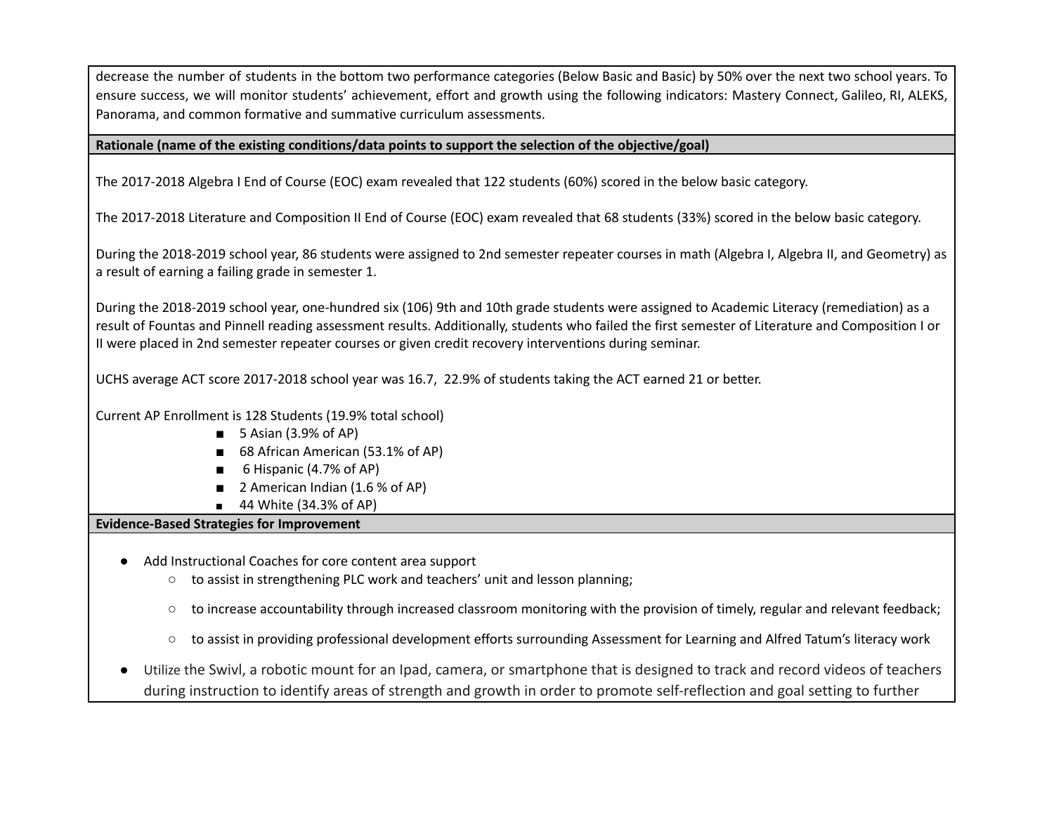decrease the number of students in the bottom two performance categories (Below Basic and Basic) by 50% over the next two school years. To ensure success, we will monitor students' achievement, effort and growth using the following indicators: Mastery Connect, Galileo, RI, ALEKS, Panorama, and common formative and summative curriculum assessments.

**Rationale (name of the existing conditions/data points to support the selection of the objective/goal)**

The 2017-2018 Algebra I End of Course (EOC) exam revealed that 122 students (60%) scored in the below basic category.

The 2017-2018 Literature and Composition II End of Course (EOC) exam revealed that 68 students (33%) scored in the below basic category.

During the 2018-2019 school year, 86 students were assigned to 2nd semester repeater courses in math (Algebra I, Algebra II, and Geometry) as a result of earning a failing grade in semester 1.

During the 2018-2019 school year, one-hundred six (106) 9th and 10th grade students were assigned to Academic Literacy (remediation) as a result of Fountas and Pinnell reading assessment results. Additionally, students who failed the first semester of Literature and Composition I or II were placed in 2nd semester repeater courses or given credit recovery interventions during seminar.

UCHS average ACT score 2017-2018 school year was 16.7, 22.9% of students taking the ACT earned 21 or better.

Current AP Enrollment is 128 Students (19.9% total school)

- 5 Asian (3.9% of AP)
- 68 African American (53.1% of AP)
- 6 Hispanic (4.7% of AP)
- 2 American Indian (1.6 % of AP)
- 44 White (34.3% of AP)

**Evidence-Based Strategies for Improvement**

- Add Instructional Coaches for core content area support
  - to assist in strengthening PLC work and teachers' unit and lesson planning;
  - to increase accountability through increased classroom monitoring with the provision of timely, regular and relevant feedback;
  - to assist in providing professional development efforts surrounding Assessment for Learning and Alfred Tatum's literacy work
- Utilize the Swivl, a robotic mount for an Ipad, camera, or smartphone that is designed to track and record videos of teachers during instruction to identify areas of strength and growth in order to promote self-reflection and goal setting to further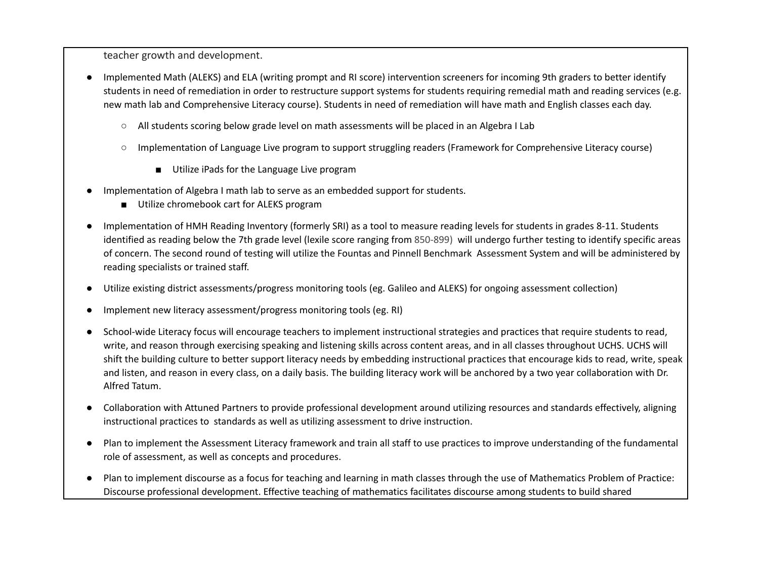teacher growth and development.

- Implemented Math (ALEKS) and ELA (writing prompt and RI score) intervention screeners for incoming 9th graders to better identify students in need of remediation in order to restructure support systems for students requiring remedial math and reading services (e.g. new math lab and Comprehensive Literacy course). Students in need of remediation will have math and English classes each day.
    - All students scoring below grade level on math assessments will be placed in an Algebra I Lab
    - Implementation of Language Live program to support struggling readers (Framework for Comprehensive Literacy course)
        - Utilize iPads for the Language Live program
- Implementation of Algebra I math lab to serve as an embedded support for students.
    - Utilize chromebook cart for ALEKS program
- Implementation of HMH Reading Inventory (formerly SRI) as a tool to measure reading levels for students in grades 8-11. Students identified as reading below the 7th grade level (lexile score ranging from 850-899) will undergo further testing to identify specific areas of concern. The second round of testing will utilize the Fountas and Pinnell Benchmark Assessment System and will be administered by reading specialists or trained staff.
- Utilize existing district assessments/progress monitoring tools (eg. Galileo and ALEKS) for ongoing assessment collection)
- Implement new literacy assessment/progress monitoring tools (eg. RI)
- School-wide Literacy focus will encourage teachers to implement instructional strategies and practices that require students to read, write, and reason through exercising speaking and listening skills across content areas, and in all classes throughout UCHS. UCHS will shift the building culture to better support literacy needs by embedding instructional practices that encourage kids to read, write, speak and listen, and reason in every class, on a daily basis. The building literacy work will be anchored by a two year collaboration with Dr. Alfred Tatum.
- Collaboration with Attuned Partners to provide professional development around utilizing resources and standards effectively, aligning instructional practices to standards as well as utilizing assessment to drive instruction.
- Plan to implement the Assessment Literacy framework and train all staff to use practices to improve understanding of the fundamental role of assessment, as well as concepts and procedures.
- Plan to implement discourse as a focus for teaching and learning in math classes through the use of Mathematics Problem of Practice: Discourse professional development. Effective teaching of mathematics facilitates discourse among students to build shared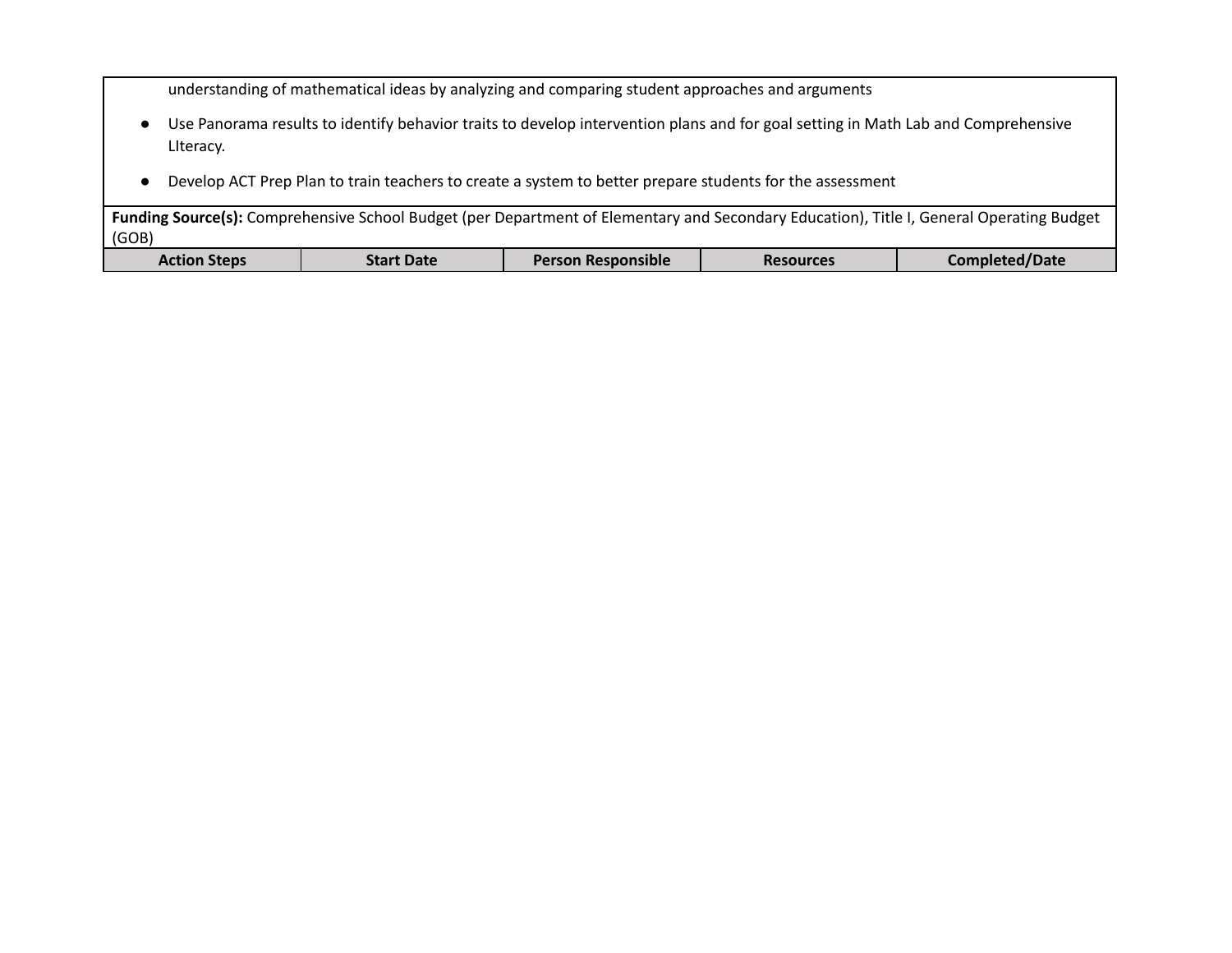understanding of mathematical ideas by analyzing and comparing student approaches and arguments

- Use Panorama results to identify behavior traits to develop intervention plans and for goal setting in Math Lab and Comprehensive LIteracy.
- Develop ACT Prep Plan to train teachers to create a system to better prepare students for the assessment

**Funding Source(s):** Comprehensive School Budget (per Department of Elementary and Secondary Education), Title I, General Operating Budget (GOB)

| Action Steps | Start Date | Person Responsible | Resources | Completed/Date |
|---|---|---|---|---|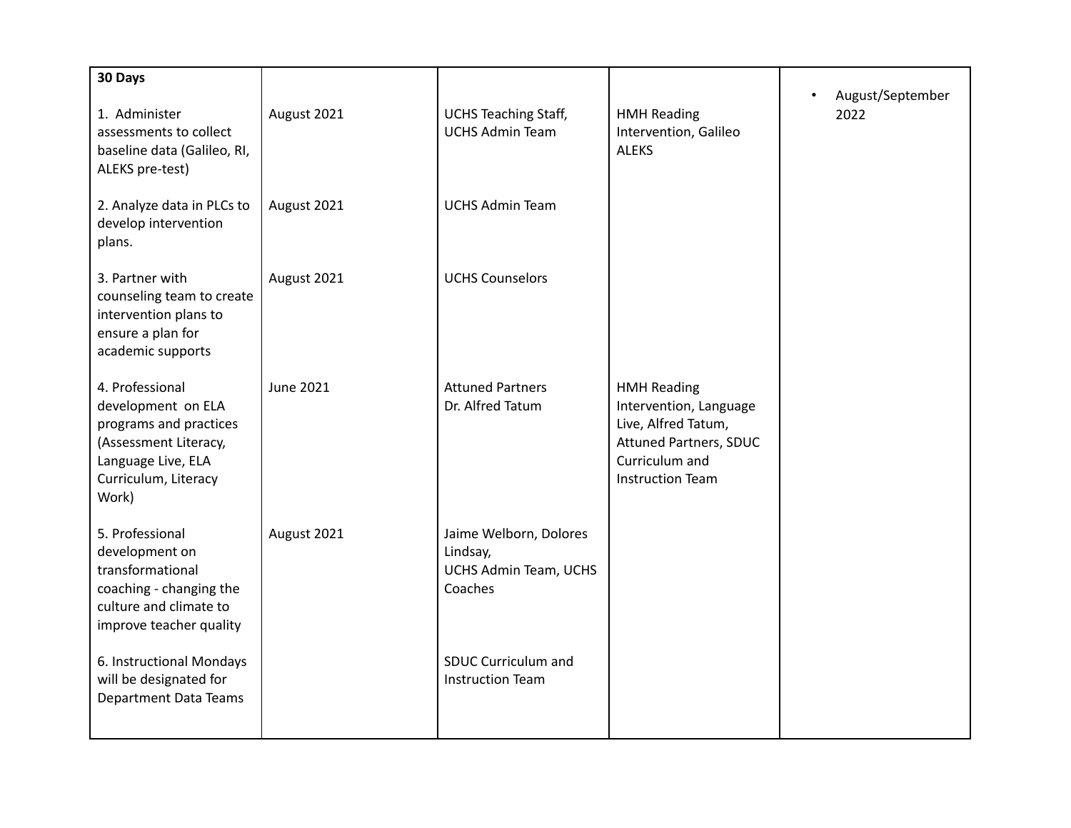| **30 Days** | | | | |
|---|---|---|---|---|
| 1. Administer assessments to collect baseline data (Galileo, RI, ALEKS pre-test) | August 2021 | UCHS Teaching Staff, UCHS Admin Team | HMH Reading Intervention, Galileo ALEKS | • August/September 2022 |
| 2. Analyze data in PLCs to develop intervention plans. | August 2021 | UCHS Admin Team | | |
| 3. Partner with counseling team to create intervention plans to ensure a plan for academic supports | August 2021 | UCHS Counselors | | |
| 4. Professional development on ELA programs and practices (Assessment Literacy, Language Live, ELA Curriculum, Literacy Work) | June 2021 | Attuned Partners Dr. Alfred Tatum | HMH Reading Intervention, Language Live, Alfred Tatum, Attuned Partners, SDUC Curriculum and Instruction Team | |
| 5. Professional development on transformational coaching - changing the culture and climate to improve teacher quality | August 2021 | Jaime Welborn, Dolores Lindsay, UCHS Admin Team, UCHS Coaches | | |
| 6. Instructional Mondays will be designated for Department Data Teams | | SDUC Curriculum and Instruction Team | | |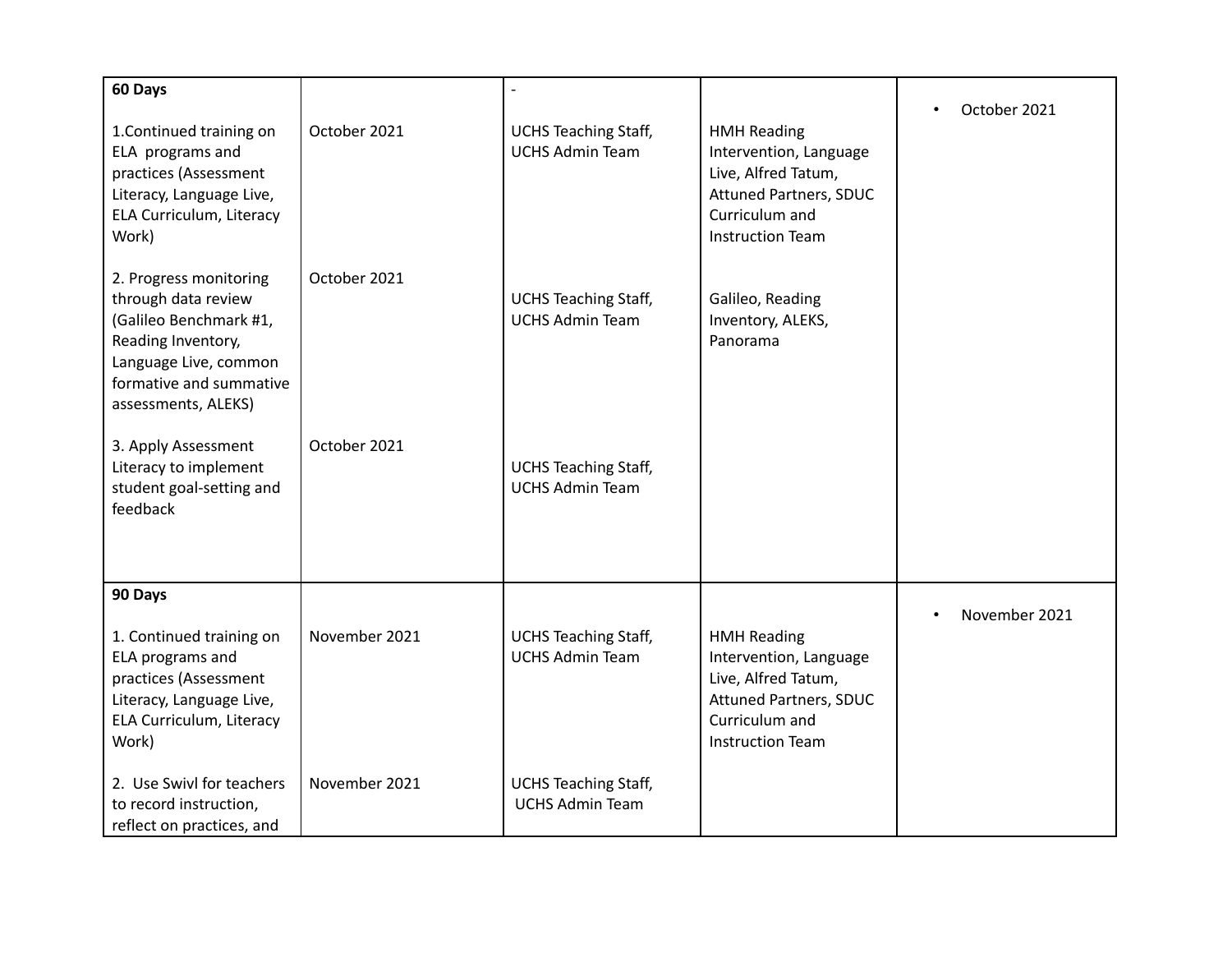| | | | | |
|---|---|---|---|---|
| **60 Days** | | - | | • October 2021 |
| 1.Continued training on ELA programs and practices (Assessment Literacy, Language Live, ELA Curriculum, Literacy Work) | October 2021 | UCHS Teaching Staff, UCHS Admin Team | HMH Reading Intervention, Language Live, Alfred Tatum, Attuned Partners, SDUC Curriculum and Instruction Team | |
| 2. Progress monitoring through data review (Galileo Benchmark #1, Reading Inventory, Language Live, common formative and summative assessments, ALEKS) | October 2021 | UCHS Teaching Staff, UCHS Admin Team | Galileo, Reading Inventory, ALEKS, Panorama | |
| 3. Apply Assessment Literacy to implement student goal-setting and feedback | October 2021 | UCHS Teaching Staff, UCHS Admin Team | | |
| **90 Days** | | | | • November 2021 |
| 1. Continued training on ELA programs and practices (Assessment Literacy, Language Live, ELA Curriculum, Literacy Work) | November 2021 | UCHS Teaching Staff, UCHS Admin Team | HMH Reading Intervention, Language Live, Alfred Tatum, Attuned Partners, SDUC Curriculum and Instruction Team | |
| 2. Use Swivl for teachers to record instruction, reflect on practices, and | November 2021 | UCHS Teaching Staff, UCHS Admin Team | | |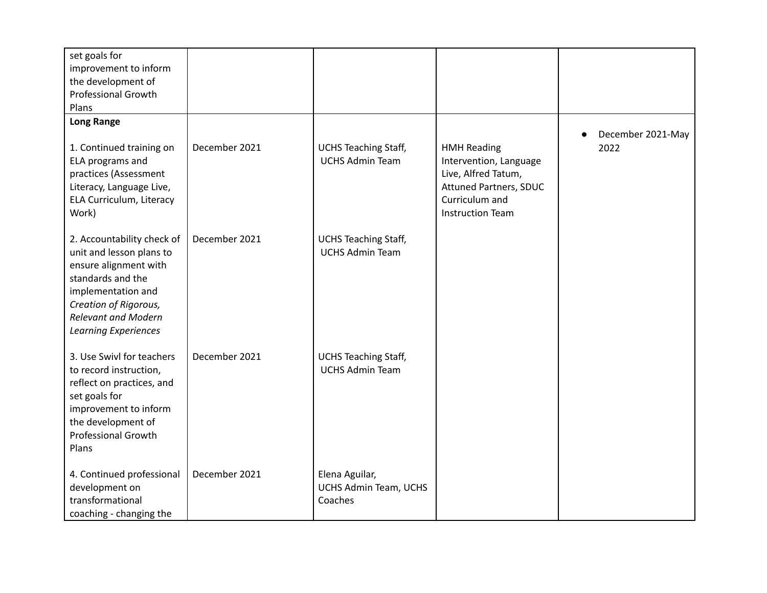| | | | | |
|---|---|---|---|---|
| set goals for improvement to inform the development of Professional Growth Plans | | | | |
| **Long Range**<br><br>1. Continued training on ELA programs and practices (Assessment Literacy, Language Live, ELA Curriculum, Literacy Work)<br><br>2. Accountability check of unit and lesson plans to ensure alignment with standards and the implementation and *Creation of Rigorous, Relevant and Modern Learning Experiences*<br><br>3. Use Swivl for teachers to record instruction, reflect on practices, and set goals for improvement to inform the development of Professional Growth Plans<br><br>4. Continued professional development on transformational coaching - changing the | <br><br>December 2021<br><br>December 2021<br><br>December 2021<br><br>December 2021 | <br><br>UCHS Teaching Staff, UCHS Admin Team<br><br>UCHS Teaching Staff, UCHS Admin Team<br><br>UCHS Teaching Staff, UCHS Admin Team<br><br>Elena Aguilar, UCHS Admin Team, UCHS Coaches | <br><br>HMH Reading Intervention, Language Live, Alfred Tatum, Attuned Partners, SDUC Curriculum and Instruction Team | • December 2021-May 2022 |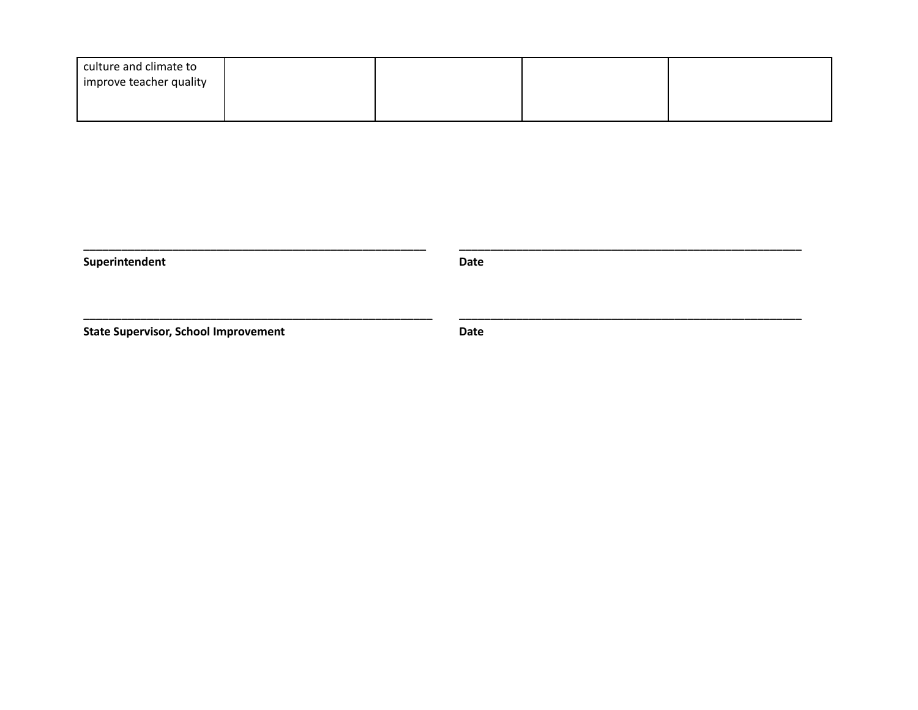| | | | | |
|---|---|---|---|---|
| culture and climate to improve teacher quality | | | | |

**Superintendent** **Date**

**State Supervisor, School Improvement** **Date**